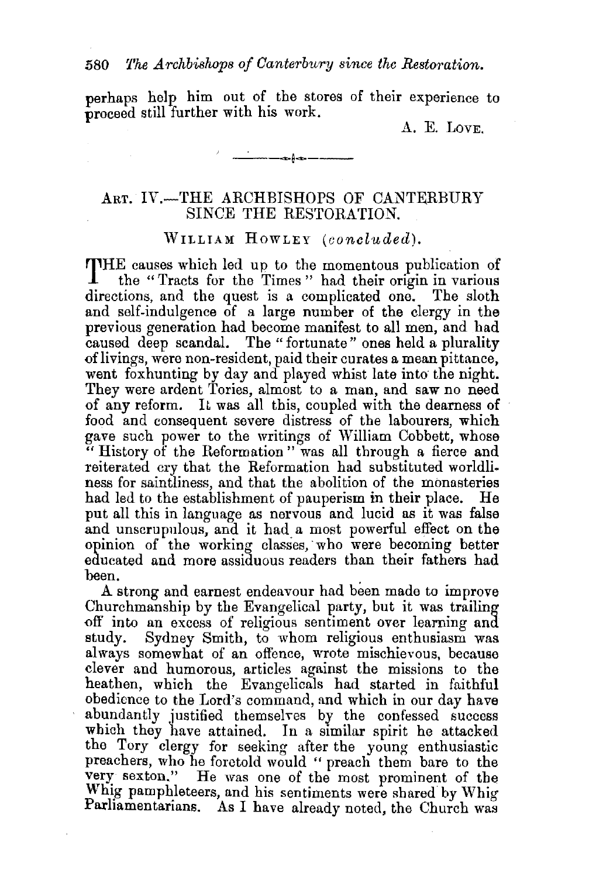perhaps help him out of the stores of their experience to proceed still further with his work.

A. E. LOVE.

---

## ART. IV.—THE ARCHBISHOPS OF CANTERBURY SINCE THE RESTORATION.

### WILLIAM HOWLEY (*concluded*).

THE causes which led up to the momentous publication of the "Tracts for the Times" had their origin in various directions, and the quest is a complicated one. The sloth and self-indulgence of a large number of the clergy in the previous generation had become manifest to all men, and had caused deep scandal. The "fortunate" ones held a plurality of livings, were non-resident, paid their curates a mean pittance, went foxhunting by day and played whist late into the night. They were ardent Tories, almost to a man, and saw no need of any reform. It was all this, coupled with the dearness of food and consequent severe distress of the labourers, which gave such power to the writings of William Cobbett, whose "History of the Reformation" was all through a fierce and reiterated cry that the Reformation had substituted worldliness for saintliness, and that the abolition of the monasteries had led to the establishment of pauperism in their place. He put all this in language as nervous and lucid as it was false and unscrupulous, and it had a most powerful effect on the opinion of the working classes, who were becoming better educated and more assiduous readers than their fathers had been.

A strong and earnest endeavour had been made to improve Churchmanship by the Evangelical party, but it was trailing off into an excess of religious sentiment over learning and study. Sydney Smith, to whom religious enthusiasm was always somewhat of an offence, wrote mischievous, because clever and humorous, articles against the missions to the heathen, which the Evangelicals had started in faithful obedience to the Lord's command, and which in our day have abundantly justified themselves by the confessed success which they have attained. In a similar spirit he attacked the Tory clergy for seeking after the young enthusiastic preachers, who he foretold would "preach them bare to the very sexton." He was one of the most prominent of the Whig pamphleteers, and his sentiments were shared by Whig Parliamentarians. As I have already noted, the Church was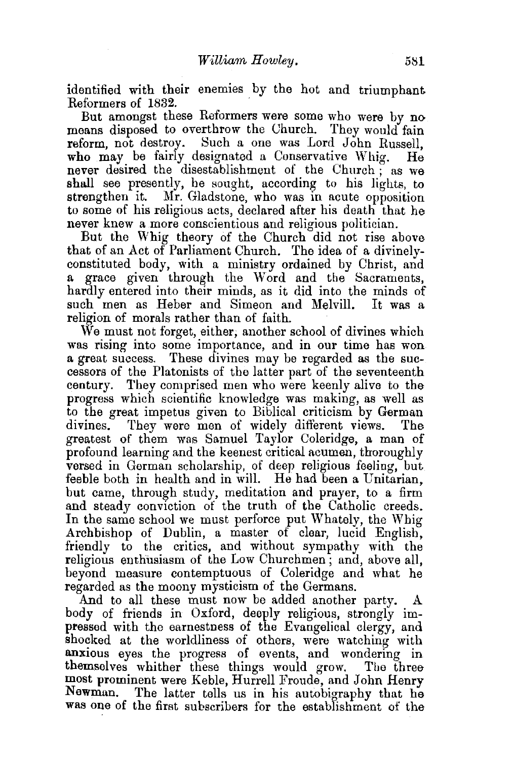identified with their enemies by the hot and triumphant Reformers of 1832.

But amongst these Reformers were some who were by no means disposed to overthrow the Church. They would fain reform, not destroy. Such a one was Lord John Russell, who may be fairly designated a Conservative Whig. He never desired the disestablishment of the Church; as we shall see presently, he sought, according to his lights, to strengthen it. Mr. Gladstone, who was in acute opposition to some of his religious acts, declared after his death that he never knew a more conscientious and religious politician.

But the Whig theory of the Church did not rise above that of an Act of Parliament Church. The idea of a divinely-constituted body, with a ministry ordained by Christ, and a grace given through the Word and the Sacraments, hardly entered into their minds, as it did into the minds of such men as Heber and Simeon and Melvill. It was a religion of morals rather than of faith.

We must not forget, either, another school of divines which was rising into some importance, and in our time has won a great success. These divines may be regarded as the successors of the Platonists of the latter part of the seventeenth century. They comprised men who were keenly alive to the progress which scientific knowledge was making, as well as to the great impetus given to Biblical criticism by German divines. They were men of widely different views. The greatest of them was Samuel Taylor Coleridge, a man of profound learning and the keenest critical acumen, thoroughly versed in German scholarship, of deep religious feeling, but feeble both in health and in will. He had been a Unitarian, but came, through study, meditation and prayer, to a firm and steady conviction of the truth of the Catholic creeds. In the same school we must perforce put Whately, the Whig Archbishop of Dublin, a master of clear, lucid English, friendly to the critics, and without sympathy with the religious enthusiasm of the Low Churchmen; and, above all, beyond measure contemptuous of Coleridge and what he regarded as the moony mysticism of the Germans.

And to all these must now be added another party. A body of friends in Oxford, deeply religious, strongly impressed with the earnestness of the Evangelical clergy, and shocked at the worldliness of others, were watching with anxious eyes the progress of events, and wondering in themselves whither these things would grow. The three most prominent were Keble, Hurrell Froude, and John Henry Newman. The latter tells us in his autobiography that he was one of the first subscribers for the establishment of the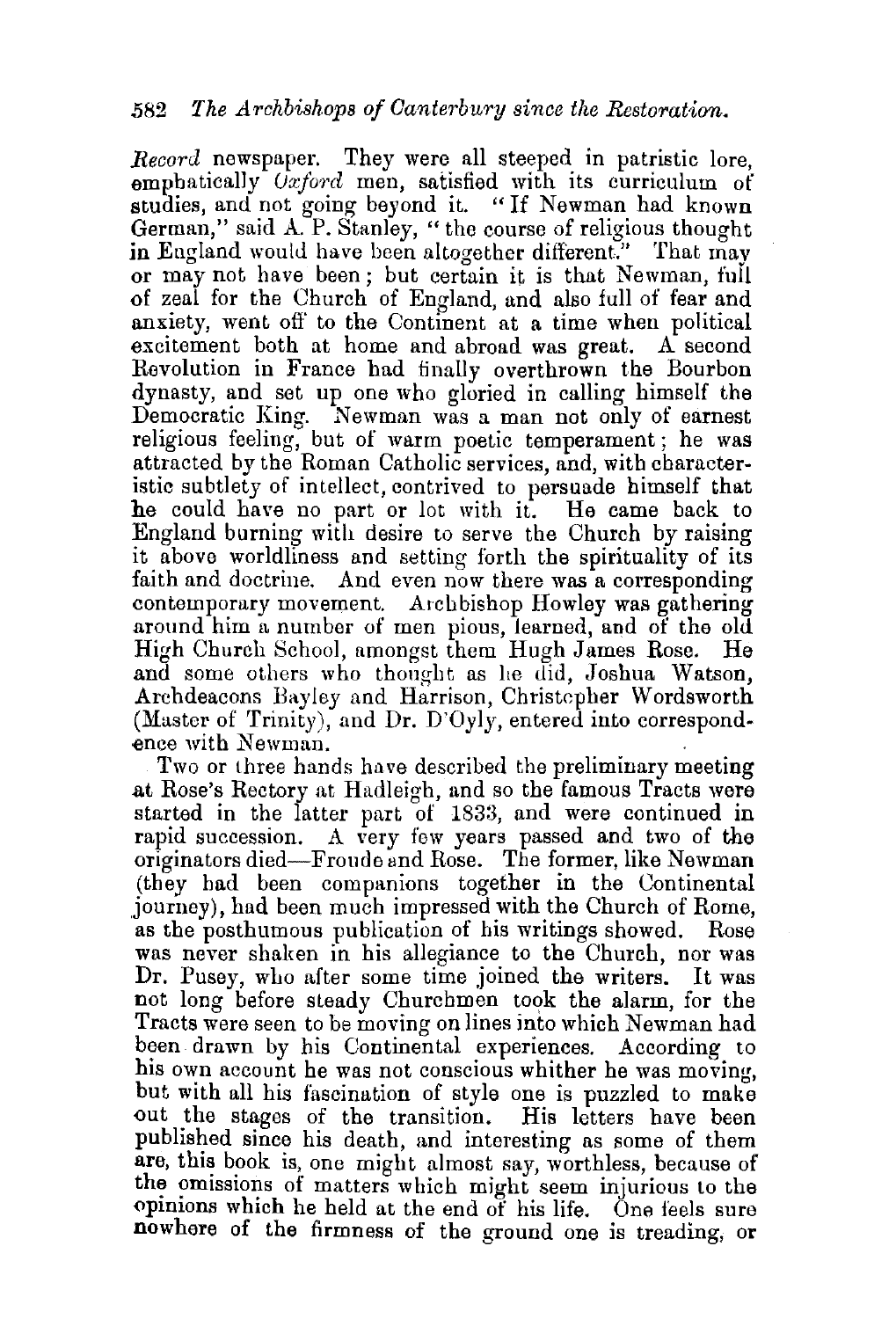*Record* newspaper. They were all steeped in patristic lore, emphatically *Oxford* men, satisfied with its curriculum of studies, and not going beyond it. "If Newman had known German," said A. P. Stanley, "the course of religious thought in England would have been altogether different." That may or may not have been; but certain it is that Newman, full of zeal for the Church of England, and also full of fear and anxiety, went off to the Continent at a time when political excitement both at home and abroad was great. A second Revolution in France had finally overthrown the Bourbon dynasty, and set up one who gloried in calling himself the Democratic King. Newman was a man not only of earnest religious feeling, but of warm poetic temperament; he was attracted by the Roman Catholic services, and, with characteristic subtlety of intellect, contrived to persuade himself that he could have no part or lot with it. He came back to England burning with desire to serve the Church by raising it above worldliness and setting forth the spirituality of its faith and doctrine. And even now there was a corresponding contemporary movement. Archbishop Howley was gathering around him a number of men pious, learned, and of the old High Church School, amongst them Hugh James Rose. He and some others who thought as he did, Joshua Watson, Archdeacons Bayley and Harrison, Christopher Wordsworth (Master of Trinity), and Dr. D'Oyly, entered into correspondence with Newman.

Two or three hands have described the preliminary meeting at Rose's Rectory at Hadleigh, and so the famous Tracts were started in the latter part of 1833, and were continued in rapid succession. A very few years passed and two of the originators died—Froude and Rose. The former, like Newman (they had been companions together in the Continental journey), had been much impressed with the Church of Rome, as the posthumous publication of his writings showed. Rose was never shaken in his allegiance to the Church, nor was Dr. Pusey, who after some time joined the writers. It was not long before steady Churchmen took the alarm, for the Tracts were seen to be moving on lines into which Newman had been drawn by his Continental experiences. According to his own account he was not conscious whither he was moving, but with all his fascination of style one is puzzled to make out the stages of the transition. His letters have been published since his death, and interesting as some of them are, this book is, one might almost say, worthless, because of the omissions of matters which might seem injurious to the opinions which he held at the end of his life. One feels sure nowhere of the firmness of the ground one is treading, or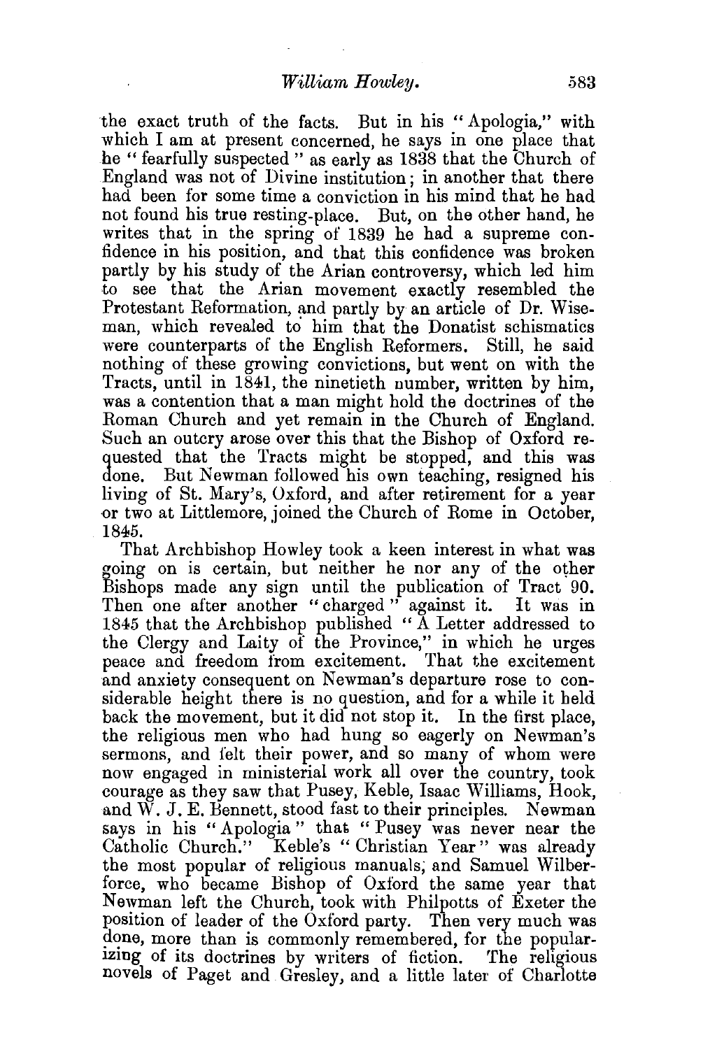the exact truth of the facts. But in his "Apologia," with which I am at present concerned, he says in one place that he "fearfully suspected" as early as 1838 that the Church of England was not of Divine institution; in another that there had been for some time a conviction in his mind that he had not found his true resting-place. But, on the other hand, he writes that in the spring of 1839 he had a supreme confidence in his position, and that this confidence was broken partly by his study of the Arian controversy, which led him to see that the Arian movement exactly resembled the Protestant Reformation, and partly by an article of Dr. Wiseman, which revealed to him that the Donatist schismatics were counterparts of the English Reformers. Still, he said nothing of these growing convictions, but went on with the Tracts, until in 1841, the ninetieth number, written by him, was a contention that a man might hold the doctrines of the Roman Church and yet remain in the Church of England. Such an outcry arose over this that the Bishop of Oxford requested that the Tracts might be stopped, and this was done. But Newman followed his own teaching, resigned his living of St. Mary's, Oxford, and after retirement for a year or two at Littlemore, joined the Church of Rome in October, 1845.

That Archbishop Howley took a keen interest in what was going on is certain, but neither he nor any of the other Bishops made any sign until the publication of Tract 90. Then one after another "charged" against it. It was in 1845 that the Archbishop published "A Letter addressed to the Clergy and Laity of the Province," in which he urges peace and freedom from excitement. That the excitement and anxiety consequent on Newman's departure rose to considerable height there is no question, and for a while it held back the movement, but it did not stop it. In the first place, the religious men who had hung so eagerly on Newman's sermons, and felt their power, and so many of whom were now engaged in ministerial work all over the country, took courage as they saw that Pusey, Keble, Isaac Williams, Hook, and W. J. E. Bennett, stood fast to their principles. Newman says in his "Apologia" that "Pusey was never near the Catholic Church." Keble's "Christian Year" was already the most popular of religious manuals; and Samuel Wilberforce, who became Bishop of Oxford the same year that Newman left the Church, took with Philpotts of Exeter the position of leader of the Oxford party. Then very much was done, more than is commonly remembered, for the popularizing of its doctrines by writers of fiction. The religious novels of Paget and Gresley, and a little later of Charlotte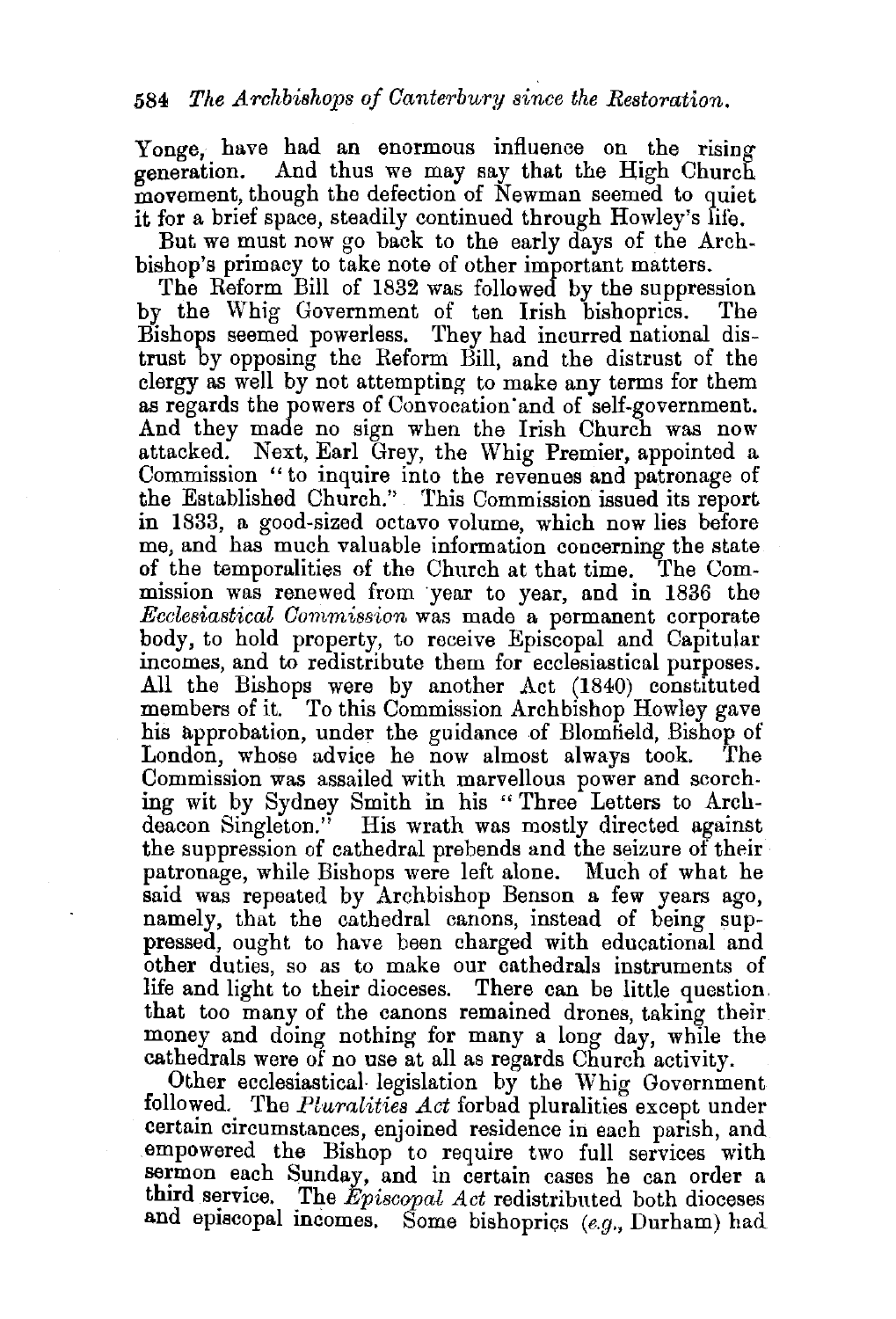Yonge, have had an enormous influence on the rising generation. And thus we may say that the High Church movement, though the defection of Newman seemed to quiet it for a brief space, steadily continued through Howley's life.

But we must now go back to the early days of the Archbishop's primacy to take note of other important matters.

The Reform Bill of 1832 was followed by the suppression by the Whig Government of ten Irish bishoprics. The Bishops seemed powerless. They had incurred national distrust by opposing the Reform Bill, and the distrust of the clergy as well by not attempting to make any terms for them as regards the powers of Convocation and of self-government. And they made no sign when the Irish Church was now attacked. Next, Earl Grey, the Whig Premier, appointed a Commission "to inquire into the revenues and patronage of the Established Church." This Commission issued its report in 1833, a good-sized octavo volume, which now lies before me, and has much valuable information concerning the state of the temporalities of the Church at that time. The Commission was renewed from year to year, and in 1836 the *Ecclesiastical Commission* was made a permanent corporate body, to hold property, to receive Episcopal and Capitular incomes, and to redistribute them for ecclesiastical purposes. All the Bishops were by another Act (1840) constituted members of it. To this Commission Archbishop Howley gave his approbation, under the guidance of Blomfield, Bishop of London, whose advice he now almost always took. The Commission was assailed with marvellous power and scorching wit by Sydney Smith in his "Three Letters to Archdeacon Singleton." His wrath was mostly directed against the suppression of cathedral prebends and the seizure of their patronage, while Bishops were left alone. Much of what he said was repeated by Archbishop Benson a few years ago, namely, that the cathedral canons, instead of being suppressed, ought to have been charged with educational and other duties, so as to make our cathedrals instruments of life and light to their dioceses. There can be little question that too many of the canons remained drones, taking their money and doing nothing for many a long day, while the cathedrals were of no use at all as regards Church activity.

Other ecclesiastical legislation by the Whig Government followed. The *Pluralities Act* forbad pluralities except under certain circumstances, enjoined residence in each parish, and empowered the Bishop to require two full services with sermon each Sunday, and in certain cases he can order a third service. The *Episcopal Act* redistributed both dioceses and episcopal incomes. Some bishoprics (*e.g.*, Durham) had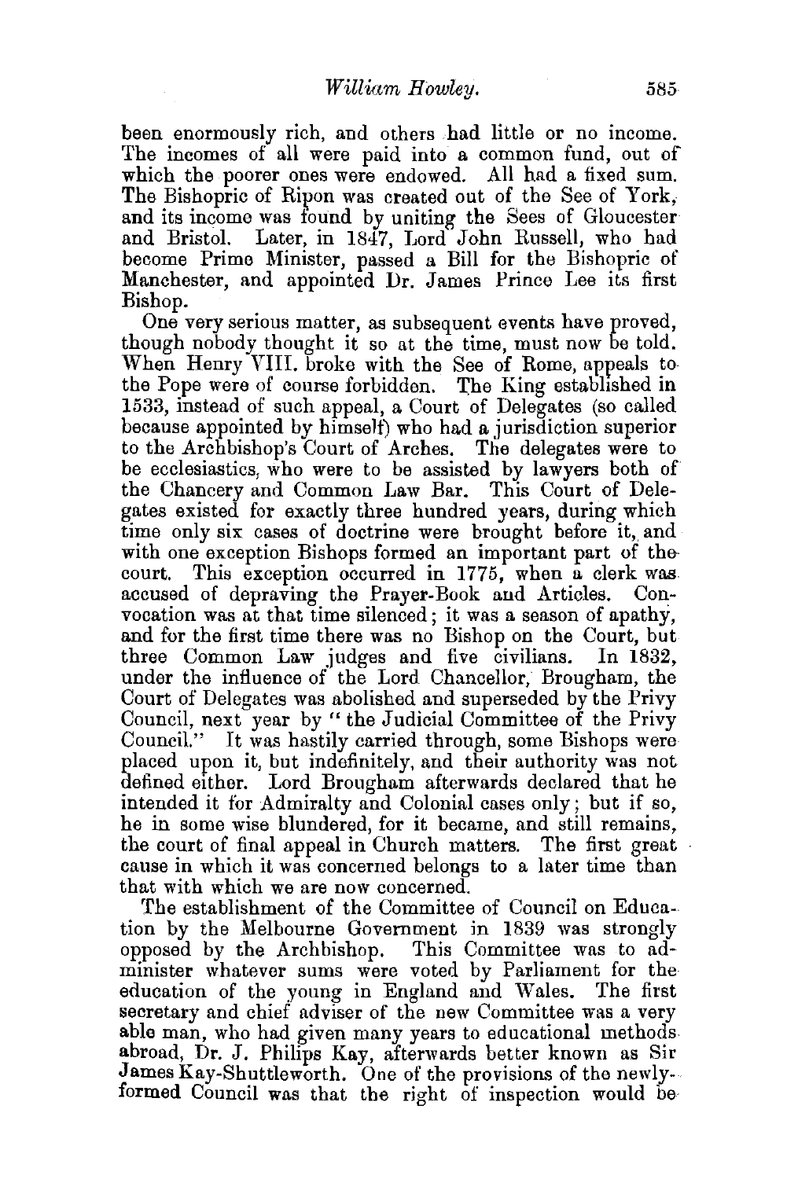been enormously rich, and others had little or no income. The incomes of all were paid into a common fund, out of which the poorer ones were endowed. All had a fixed sum. The Bishopric of Ripon was created out of the See of York, and its income was found by uniting the Sees of Gloucester and Bristol. Later, in 1847, Lord John Russell, who had become Prime Minister, passed a Bill for the Bishopric of Manchester, and appointed Dr. James Prince Lee its first Bishop.

One very serious matter, as subsequent events have proved, though nobody thought it so at the time, must now be told. When Henry VIII. broke with the See of Rome, appeals to the Pope were of course forbidden. The King established in 1533, instead of such appeal, a Court of Delegates (so called because appointed by himself) who had a jurisdiction superior to the Archbishop's Court of Arches. The delegates were to be ecclesiastics, who were to be assisted by lawyers both of the Chancery and Common Law Bar. This Court of Delegates existed for exactly three hundred years, during which time only six cases of doctrine were brought before it, and with one exception Bishops formed an important part of the court. This exception occurred in 1775, when a clerk was accused of depraving the Prayer-Book and Articles. Convocation was at that time silenced; it was a season of apathy, and for the first time there was no Bishop on the Court, but three Common Law judges and five civilians. In 1832, under the influence of the Lord Chancellor, Brougham, the Court of Delegates was abolished and superseded by the Privy Council, next year by "the Judicial Committee of the Privy Council." It was hastily carried through, some Bishops were placed upon it, but indefinitely, and their authority was not defined either. Lord Brougham afterwards declared that he intended it for Admiralty and Colonial cases only; but if so, he in some wise blundered, for it became, and still remains, the court of final appeal in Church matters. The first great cause in which it was concerned belongs to a later time than that with which we are now concerned.

The establishment of the Committee of Council on Education by the Melbourne Government in 1839 was strongly opposed by the Archbishop. This Committee was to administer whatever sums were voted by Parliament for the education of the young in England and Wales. The first secretary and chief adviser of the new Committee was a very able man, who had given many years to educational methods abroad, Dr. J. Philips Kay, afterwards better known as Sir James Kay-Shuttleworth. One of the provisions of the newly-formed Council was that the right of inspection would be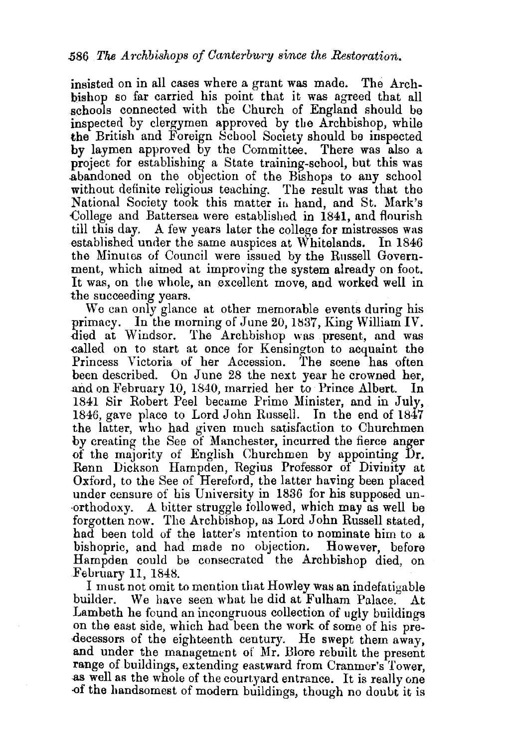insisted on in all cases where a grant was made. The Archbishop so far carried his point that it was agreed that all schools connected with the Church of England should be inspected by clergymen approved by the Archbishop, while the British and Foreign School Society should be inspected by laymen approved by the Committee. There was also a project for establishing a State training-school, but this was abandoned on the objection of the Bishops to any school without definite religious teaching. The result was that the National Society took this matter in hand, and St. Mark's College and Battersea were established in 1841, and flourish till this day. A few years later the college for mistresses was established under the same auspices at Whitelands. In 1846 the Minutes of Council were issued by the Russell Government, which aimed at improving the system already on foot. It was, on the whole, an excellent move, and worked well in the succeeding years.

We can only glance at other memorable events during his primacy. In the morning of June 20, 1837, King William IV. died at Windsor. The Archbishop was present, and was called on to start at once for Kensington to acquaint the Princess Victoria of her Accession. The scene has often been described. On June 28 the next year he crowned her, and on February 10, 1840, married her to Prince Albert. In 1841 Sir Robert Peel became Prime Minister, and in July, 1846, gave place to Lord John Russell. In the end of 1847 the latter, who had given much satisfaction to Churchmen by creating the See of Manchester, incurred the fierce anger of the majority of English Churchmen by appointing Dr. Renn Dickson Hampden, Regius Professor of Divinity at Oxford, to the See of Hereford, the latter having been placed under censure of his University in 1836 for his supposed unorthodoxy. A bitter struggle followed, which may as well be forgotten now. The Archbishop, as Lord John Russell stated, had been told of the latter's intention to nominate him to a bishopric, and had made no objection. However, before Hampden could be consecrated the Archbishop died, on February 11, 1848.

I must not omit to mention that Howley was an indefatigable builder. We have seen what he did at Fulham Palace. At Lambeth he found an incongruous collection of ugly buildings on the east side, which had been the work of some of his predecessors of the eighteenth century. He swept them away, and under the management of Mr. Blore rebuilt the present range of buildings, extending eastward from Cranmer's Tower, as well as the whole of the courtyard entrance. It is really one of the handsomest of modern buildings, though no doubt it is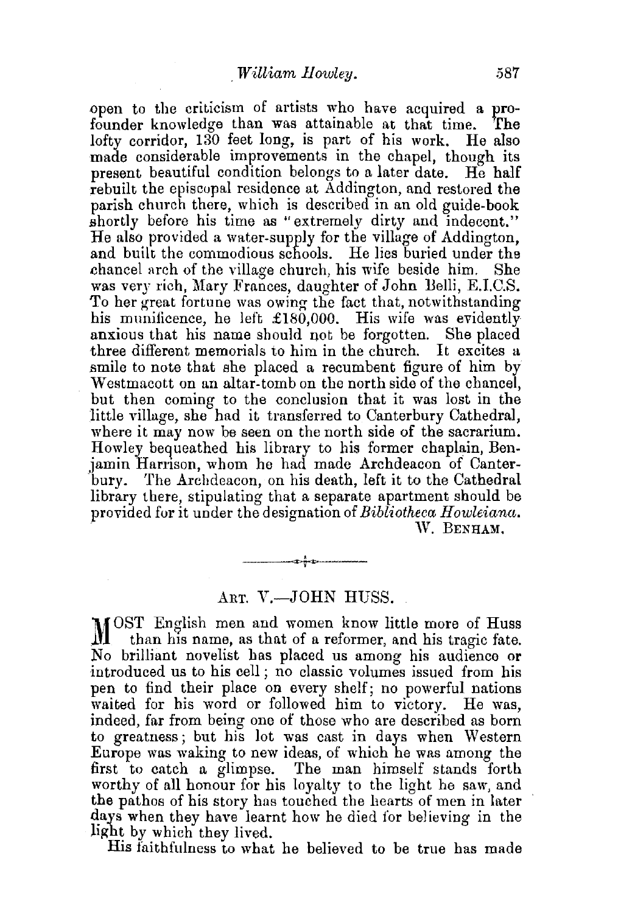open to the criticism of artists who have acquired a profounder knowledge than was attainable at that time. The lofty corridor, 130 feet long, is part of his work. He also made considerable improvements in the chapel, though its present beautiful condition belongs to a later date. He half rebuilt the episcopal residence at Addington, and restored the parish church there, which is described in an old guide-book shortly before his time as "extremely dirty and indecent." He also provided a water-supply for the village of Addington, and built the commodious schools. He lies buried under the chancel arch of the village church, his wife beside him. She was very rich, Mary Frances, daughter of John Belli, E.I.C.S. To her great fortune was owing the fact that, notwithstanding his munificence, he left £180,000. His wife was evidently anxious that his name should not be forgotten. She placed three different memorials to him in the church. It excites a smile to note that she placed a recumbent figure of him by Westmacott on an altar-tomb on the north side of the chancel, but then coming to the conclusion that it was lost in the little village, she had it transferred to Canterbury Cathedral, where it may now be seen on the north side of the sacrarium. Howley bequeathed his library to his former chaplain, Benjamin Harrison, whom he had made Archdeacon of Canterbury. The Archdeacon, on his death, left it to the Cathedral library there, stipulating that a separate apartment should be provided for it under the designation of *Bibliotheca Howleiana*.

W. BENHAM.

---

## ART. V.—JOHN HUSS.

MOST English men and women know little more of Huss than his name, as that of a reformer, and his tragic fate. No brilliant novelist has placed us among his audience or introduced us to his cell; no classic volumes issued from his pen to find their place on every shelf; no powerful nations waited for his word or followed him to victory. He was, indeed, far from being one of those who are described as born to greatness; but his lot was cast in days when Western Europe was waking to new ideas, of which he was among the first to catch a glimpse. The man himself stands forth worthy of all honour for his loyalty to the light he saw, and the pathos of his story has touched the hearts of men in later days when they have learnt how he died for believing in the light by which they lived.

His faithfulness to what he believed to be true has made